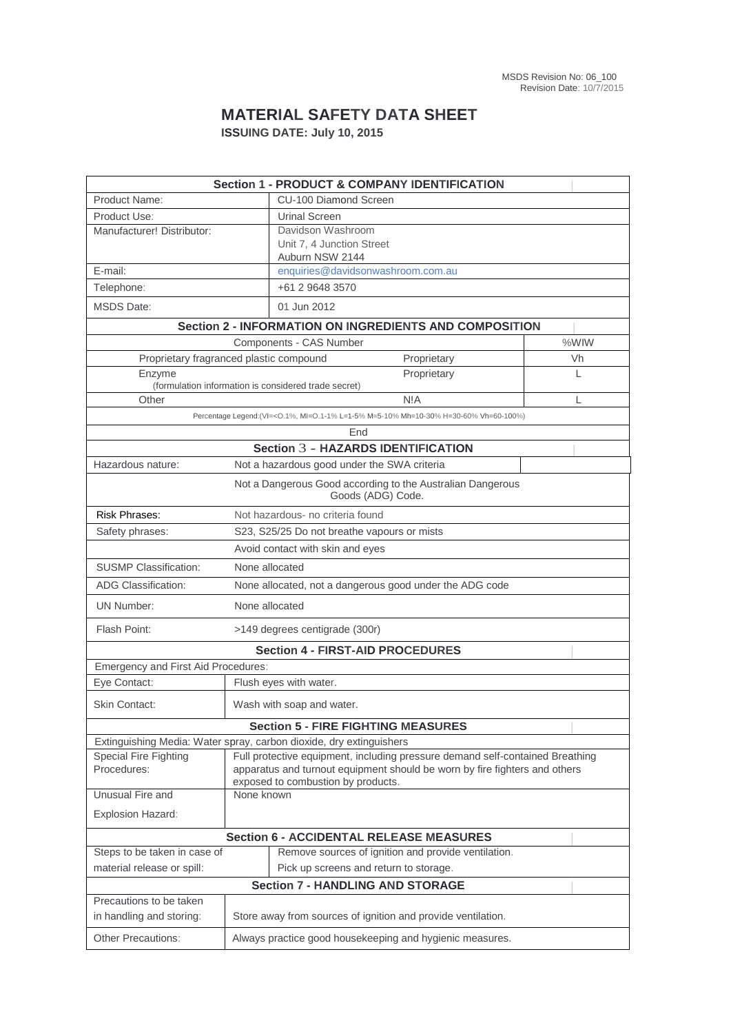MSDS Revision No: 06_100
Revision Date: 10/7/2015

# MATERIAL SAFETY DATA SHEET

**ISSUING DATE: July 10, 2015**

| **Section 1 - PRODUCT & COMPANY IDENTIFICATION** | |
|---|---|
| Product Name: | CU-100 Diamond Screen |
| Product Use: | Urinal Screen |
| Manufacturer! Distributor: | Davidson Washroom<br>Unit 7, 4 Junction Street<br>Auburn NSW 2144 |
| E-mail: | enquiries@davidsonwashroom.com.au |
| Telephone: | +61 2 9648 3570 |
| MSDS Date: | 01 Jun 2012 |

| **Section 2 - INFORMATION ON INGREDIENTS AND COMPOSITION** | | |
|---|---|---|
| Components - CAS Number | | %WIW |
| Proprietary fragranced plastic compound | Proprietary | Vh |
| Enzyme<br>(formulation information is considered trade secret) | Proprietary | L |
| Other | N!A | L |
| Percentage Legend:(VI=<O.1%, MI=O.1-1% L=1-5% M=5-10% Mh=10-30% H=30-60% Vh=60-100%) | | |
| End | | |

| **Section 3 - HAZARDS IDENTIFICATION** | |
|---|---|
| Hazardous nature: | Not a hazardous good under the SWA criteria |
| | Not a Dangerous Good according to the Australian Dangerous Goods (ADG) Code. |
| Risk Phrases: | Not hazardous- no criteria found |
| Safety phrases: | S23, S25/25 Do not breathe vapours or mists |
| | Avoid contact with skin and eyes |
| SUSMP Classification: | None allocated |
| ADG Classification: | None allocated, not a dangerous good under the ADG code |
| UN Number: | None allocated |
| Flash Point: | >149 degrees centigrade (300r) |

| **Section 4 - FIRST-AID PROCEDURES** | |
|---|---|
| Emergency and First Aid Procedures: | |
| Eye Contact: | Flush eyes with water. |
| Skin Contact: | Wash with soap and water. |

| **Section 5 - FIRE FIGHTING MEASURES** | |
|---|---|
| Extinguishing Media: Water spray, carbon dioxide, dry extinguishers | |
| Special Fire Fighting Procedures: | Full protective equipment, including pressure demand self-contained Breathing apparatus and turnout equipment should be worn by fire fighters and others exposed to combustion by products. |
| Unusual Fire and Explosion Hazard: | None known |

| **Section 6 - ACCIDENTAL RELEASE MEASURES** | |
|---|---|
| Steps to be taken in case of material release or spill: | Remove sources of ignition and provide ventilation.<br>Pick up screens and return to storage. |

| **Section 7 - HANDLING AND STORAGE** | |
|---|---|
| Precautions to be taken in handling and storing: | Store away from sources of ignition and provide ventilation. |
| Other Precautions: | Always practice good housekeeping and hygienic measures. |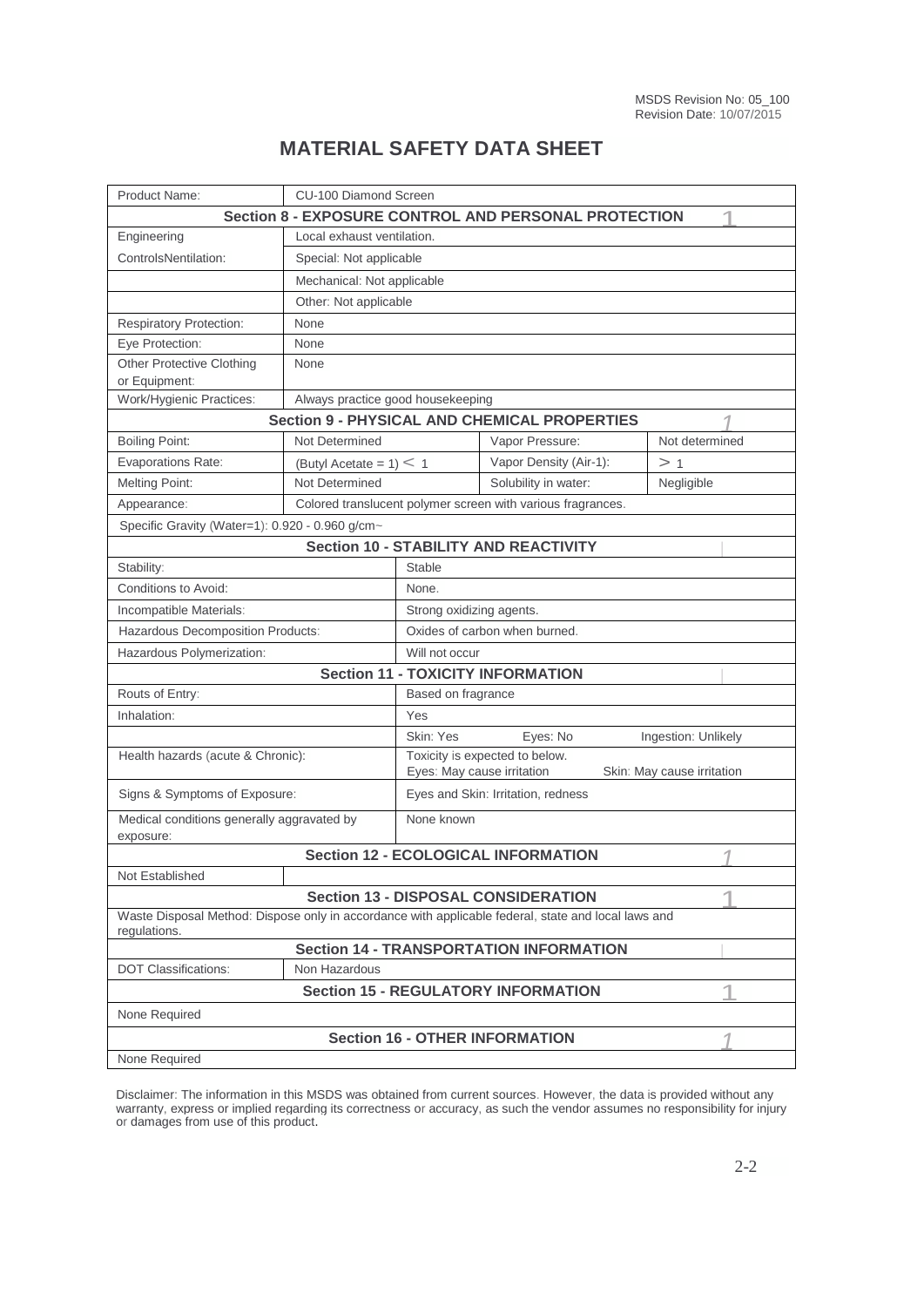MSDS Revision No: 05_100
Revision Date: 10/07/2015

# MATERIAL SAFETY DATA SHEET

| | | | |
|---|---|---|---|
| Product Name: | CU-100 Diamond Screen | | |
| **Section 8 - EXPOSURE CONTROL AND PERSONAL PROTECTION** | | | |
| Engineering | Local exhaust ventilation. | | |
| ControlsNentilation: | Special: Not applicable | | |
| | Mechanical: Not applicable | | |
| | Other: Not applicable | | |
| Respiratory Protection: | None | | |
| Eye Protection: | None | | |
| Other Protective Clothing or Equipment: | None | | |
| Work/Hygienic Practices: | Always practice good housekeeping | | |
| **Section 9 - PHYSICAL AND CHEMICAL PROPERTIES** | | | |
| Boiling Point: | Not Determined | Vapor Pressure: | Not determined |
| Evaporations Rate: | (Butyl Acetate = 1) < 1 | Vapor Density (Air-1): | > 1 |
| Melting Point: | Not Determined | Solubility in water: | Negligible |
| Appearance: | Colored translucent polymer screen with various fragrances. | | |
| Specific Gravity (Water=1): 0.920 - 0.960 g/cm~ | | | |

| | | | |
|---|---|---|---|
| **Section 10 - STABILITY AND REACTIVITY** | | | |
| Stability: | Stable | | |
| Conditions to Avoid: | None. | | |
| Incompatible Materials: | Strong oxidizing agents. | | |
| Hazardous Decomposition Products: | Oxides of carbon when burned. | | |
| Hazardous Polymerization: | Will not occur | | |
| **Section 11 - TOXICITY INFORMATION** | | | |
| Routs of Entry: | Based on fragrance | | |
| Inhalation: | Yes | | |
| | Skin: Yes | Eyes: No | Ingestion: Unlikely |
| Health hazards (acute & Chronic): | Toxicity is expected to below. Eyes: May cause irritation | | Skin: May cause irritation |
| Signs & Symptoms of Exposure: | Eyes and Skin: Irritation, redness | | |
| Medical conditions generally aggravated by exposure: | None known | | |

| |
|---|
| **Section 12 - ECOLOGICAL INFORMATION** |
| Not Established |
| **Section 13 - DISPOSAL CONSIDERATION** |
| Waste Disposal Method: Dispose only in accordance with applicable federal, state and local laws and regulations. |
| **Section 14 - TRANSPORTATION INFORMATION** |
| DOT Classifications: Non Hazardous |
| **Section 15 - REGULATORY INFORMATION** |
| None Required |
| **Section 16 - OTHER INFORMATION** |
| None Required |

Disclaimer: The information in this MSDS was obtained from current sources. However, the data is provided without any warranty, express or implied regarding its correctness or accuracy, as such the vendor assumes no responsibility for injury or damages from use of this product.